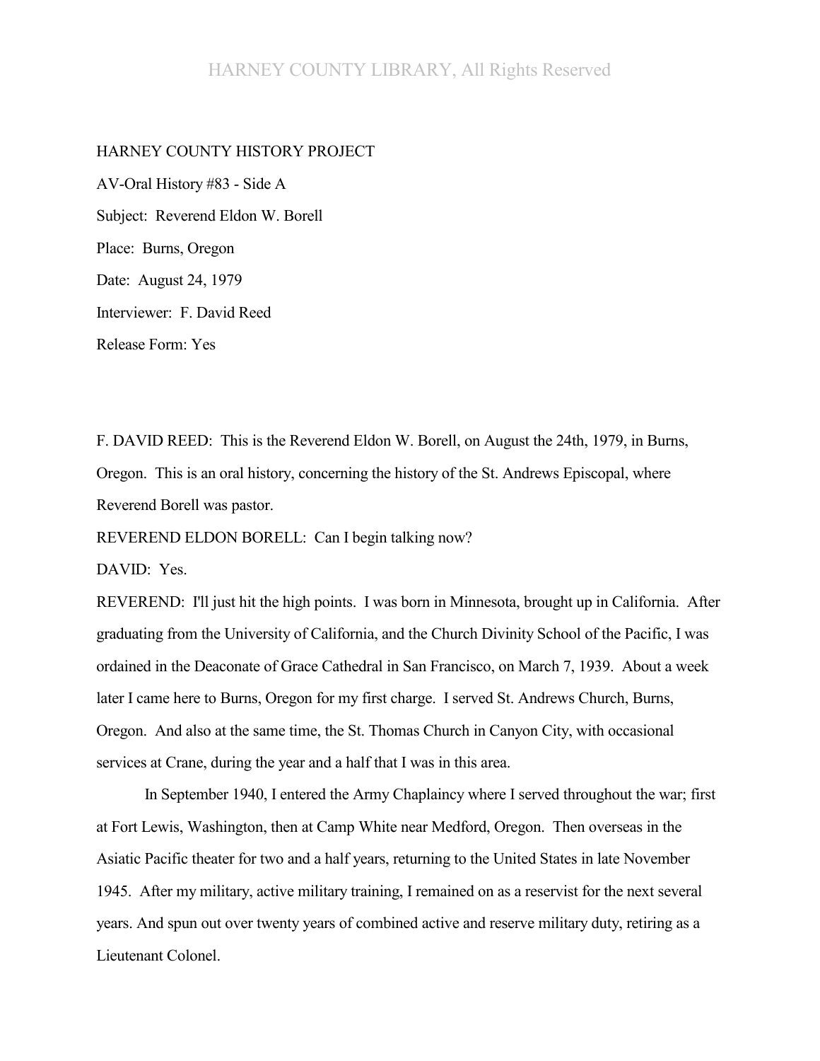HARNEY COUNTY HISTORY PROJECT

AV-Oral History #83 - Side A

Subject: Reverend Eldon W. Borell

Place: Burns, Oregon

Date: August 24, 1979

Interviewer: F. David Reed

Release Form: Yes

F. DAVID REED: This is the Reverend Eldon W. Borell, on August the 24th, 1979, in Burns, Oregon. This is an oral history, concerning the history of the St. Andrews Episcopal, where Reverend Borell was pastor.

REVEREND ELDON BORELL: Can I begin talking now?

DAVID: Yes.

REVEREND: I'll just hit the high points. I was born in Minnesota, brought up in California. After graduating from the University of California, and the Church Divinity School of the Pacific, I was ordained in the Deaconate of Grace Cathedral in San Francisco, on March 7, 1939. About a week later I came here to Burns, Oregon for my first charge. I served St. Andrews Church, Burns, Oregon. And also at the same time, the St. Thomas Church in Canyon City, with occasional services at Crane, during the year and a half that I was in this area.

In September 1940, I entered the Army Chaplaincy where I served throughout the war; first at Fort Lewis, Washington, then at Camp White near Medford, Oregon. Then overseas in the Asiatic Pacific theater for two and a half years, returning to the United States in late November 1945. After my military, active military training, I remained on as a reservist for the next several years. And spun out over twenty years of combined active and reserve military duty, retiring as a Lieutenant Colonel.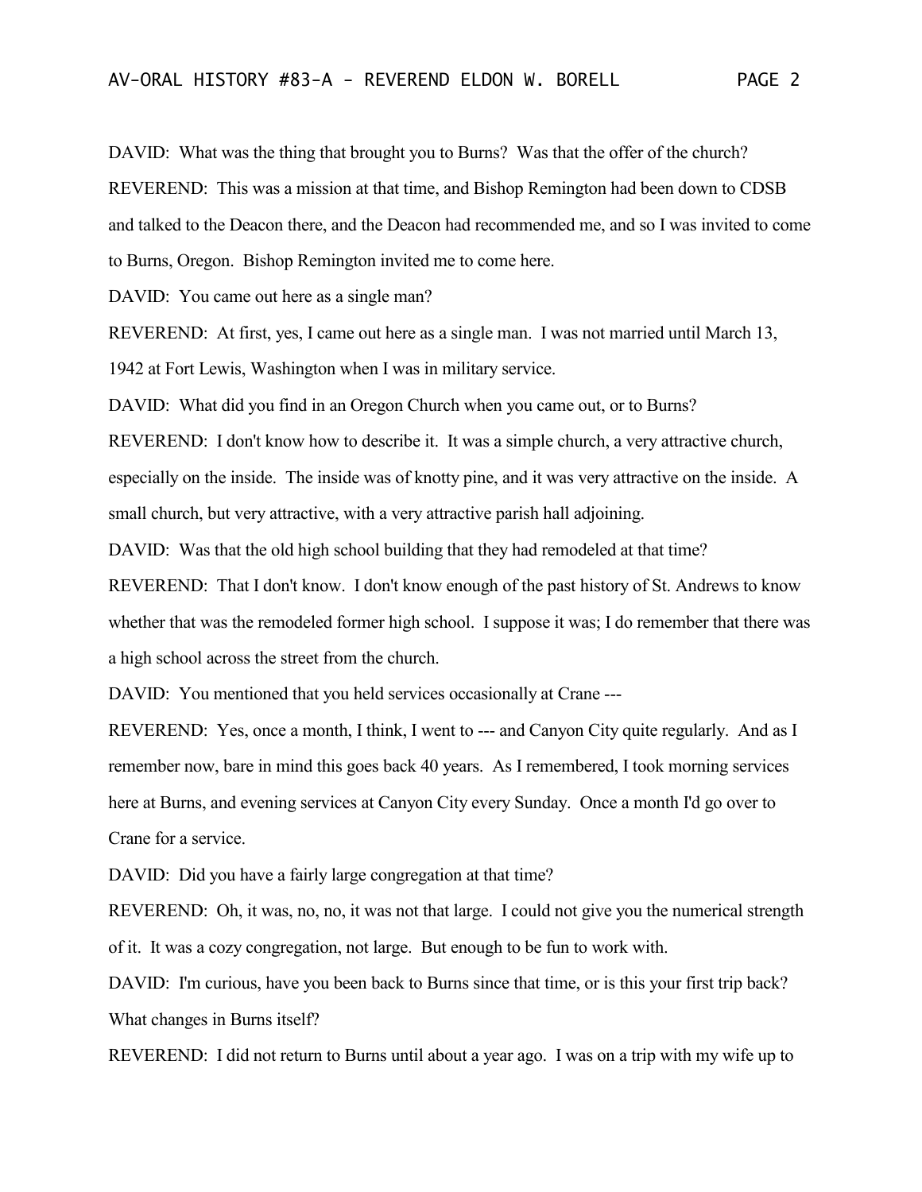DAVID: What was the thing that brought you to Burns? Was that the offer of the church?

REVEREND: This was a mission at that time, and Bishop Remington had been down to CDSB and talked to the Deacon there, and the Deacon had recommended me, and so I was invited to come to Burns, Oregon. Bishop Remington invited me to come here.

DAVID: You came out here as a single man?

REVEREND: At first, yes, I came out here as a single man. I was not married until March 13, 1942 at Fort Lewis, Washington when I was in military service.

DAVID: What did you find in an Oregon Church when you came out, or to Burns?

REVEREND: I don't know how to describe it. It was a simple church, a very attractive church, especially on the inside. The inside was of knotty pine, and it was very attractive on the inside. A small church, but very attractive, with a very attractive parish hall adjoining.

DAVID: Was that the old high school building that they had remodeled at that time?

REVEREND: That I don't know. I don't know enough of the past history of St. Andrews to know whether that was the remodeled former high school. I suppose it was; I do remember that there was a high school across the street from the church.

DAVID: You mentioned that you held services occasionally at Crane ---

REVEREND: Yes, once a month, I think, I went to --- and Canyon City quite regularly. And as I remember now, bare in mind this goes back 40 years. As I remembered, I took morning services here at Burns, and evening services at Canyon City every Sunday. Once a month I'd go over to Crane for a service.

DAVID: Did you have a fairly large congregation at that time?

REVEREND: Oh, it was, no, no, it was not that large. I could not give you the numerical strength of it. It was a cozy congregation, not large. But enough to be fun to work with.

DAVID: I'm curious, have you been back to Burns since that time, or is this your first trip back? What changes in Burns itself?

REVEREND: I did not return to Burns until about a year ago. I was on a trip with my wife up to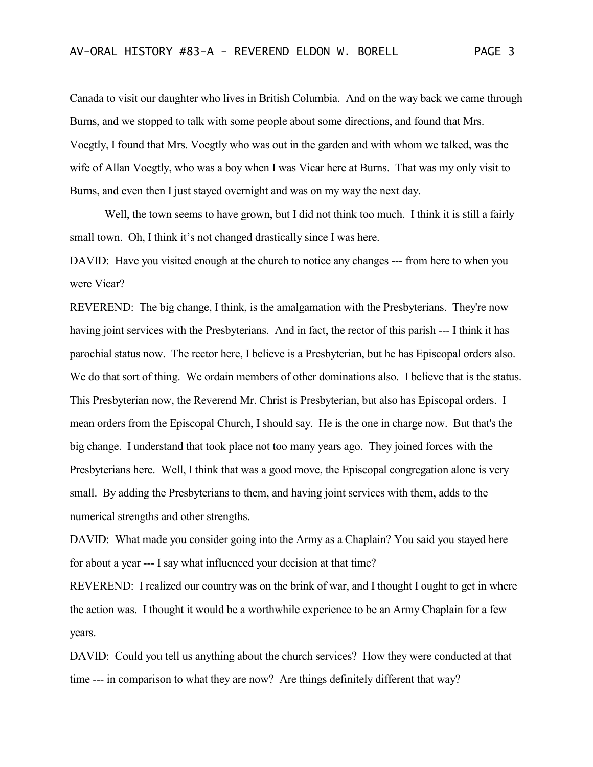Canada to visit our daughter who lives in British Columbia. And on the way back we came through Burns, and we stopped to talk with some people about some directions, and found that Mrs. Voegtly, I found that Mrs. Voegtly who was out in the garden and with whom we talked, was the wife of Allan Voegtly, who was a boy when I was Vicar here at Burns. That was my only visit to Burns, and even then I just stayed overnight and was on my way the next day.

Well, the town seems to have grown, but I did not think too much. I think it is still a fairly small town. Oh, I think it's not changed drastically since I was here.

DAVID: Have you visited enough at the church to notice any changes --- from here to when you were Vicar?

REVEREND: The big change, I think, is the amalgamation with the Presbyterians. They're now having joint services with the Presbyterians. And in fact, the rector of this parish --- I think it has parochial status now. The rector here, I believe is a Presbyterian, but he has Episcopal orders also. We do that sort of thing. We ordain members of other dominations also. I believe that is the status. This Presbyterian now, the Reverend Mr. Christ is Presbyterian, but also has Episcopal orders. I mean orders from the Episcopal Church, I should say. He is the one in charge now. But that's the big change. I understand that took place not too many years ago. They joined forces with the Presbyterians here. Well, I think that was a good move, the Episcopal congregation alone is very small. By adding the Presbyterians to them, and having joint services with them, adds to the numerical strengths and other strengths.

DAVID: What made you consider going into the Army as a Chaplain? You said you stayed here for about a year --- I say what influenced your decision at that time?

REVEREND: I realized our country was on the brink of war, and I thought I ought to get in where the action was. I thought it would be a worthwhile experience to be an Army Chaplain for a few years.

DAVID: Could you tell us anything about the church services? How they were conducted at that time --- in comparison to what they are now? Are things definitely different that way?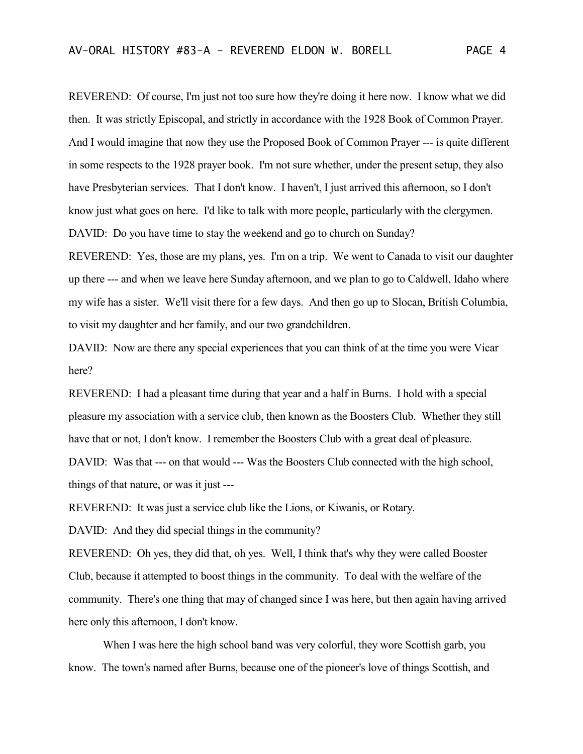REVEREND: Of course, I'm just not too sure how they're doing it here now. I know what we did then. It was strictly Episcopal, and strictly in accordance with the 1928 Book of Common Prayer. And I would imagine that now they use the Proposed Book of Common Prayer --- is quite different in some respects to the 1928 prayer book. I'm not sure whether, under the present setup, they also have Presbyterian services. That I don't know. I haven't, I just arrived this afternoon, so I don't know just what goes on here. I'd like to talk with more people, particularly with the clergymen.

DAVID: Do you have time to stay the weekend and go to church on Sunday?

REVEREND: Yes, those are my plans, yes. I'm on a trip. We went to Canada to visit our daughter up there --- and when we leave here Sunday afternoon, and we plan to go to Caldwell, Idaho where my wife has a sister. We'll visit there for a few days. And then go up to Slocan, British Columbia, to visit my daughter and her family, and our two grandchildren.

DAVID: Now are there any special experiences that you can think of at the time you were Vicar here?

REVEREND: I had a pleasant time during that year and a half in Burns. I hold with a special pleasure my association with a service club, then known as the Boosters Club. Whether they still have that or not, I don't know. I remember the Boosters Club with a great deal of pleasure.

DAVID: Was that --- on that would --- Was the Boosters Club connected with the high school, things of that nature, or was it just ---

REVEREND: It was just a service club like the Lions, or Kiwanis, or Rotary.

DAVID: And they did special things in the community?

REVEREND: Oh yes, they did that, oh yes. Well, I think that's why they were called Booster Club, because it attempted to boost things in the community. To deal with the welfare of the community. There's one thing that may of changed since I was here, but then again having arrived here only this afternoon, I don't know.

When I was here the high school band was very colorful, they wore Scottish garb, you know. The town's named after Burns, because one of the pioneer's love of things Scottish, and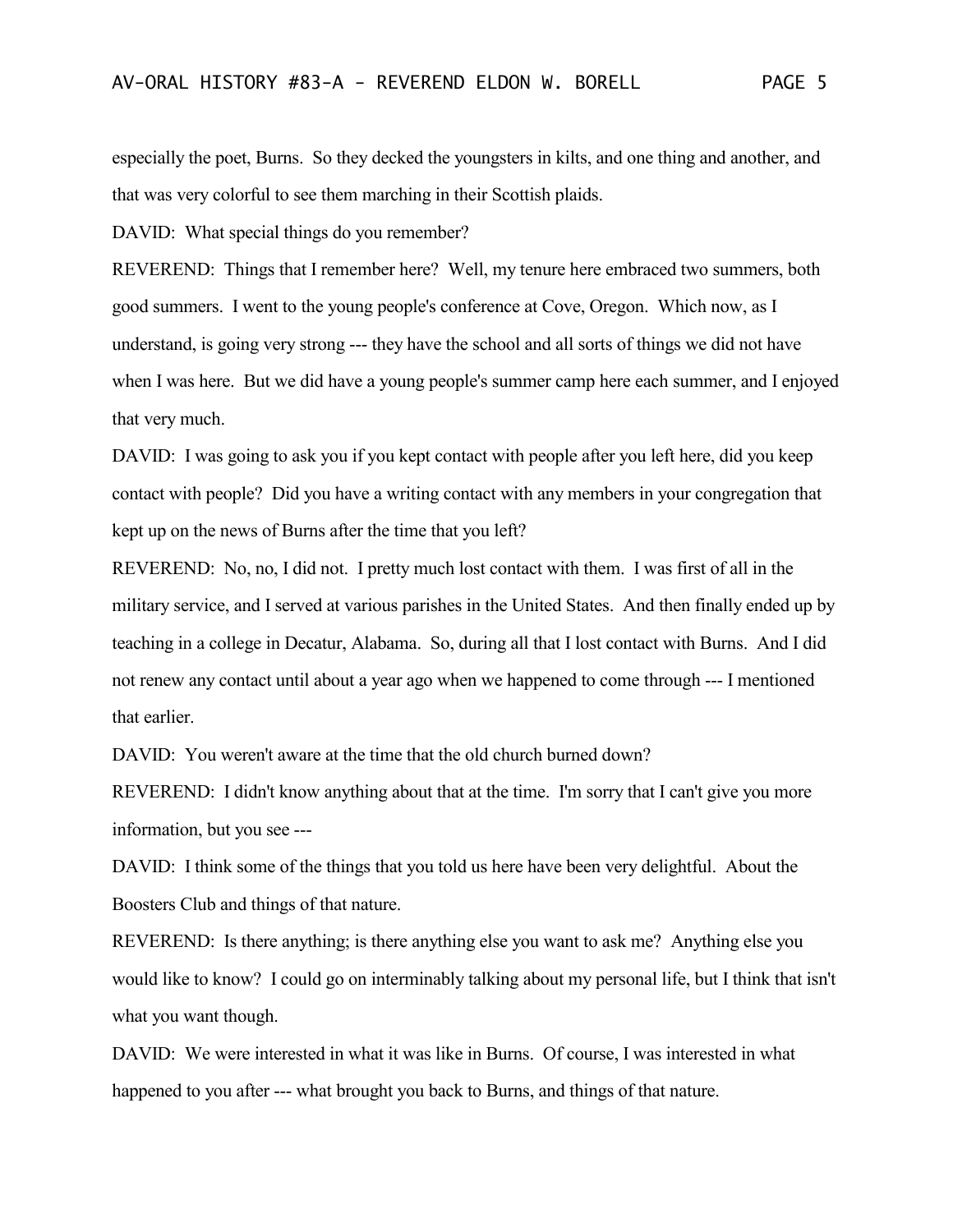especially the poet, Burns. So they decked the youngsters in kilts, and one thing and another, and that was very colorful to see them marching in their Scottish plaids.

DAVID: What special things do you remember?

REVEREND: Things that I remember here? Well, my tenure here embraced two summers, both good summers. I went to the young people's conference at Cove, Oregon. Which now, as I understand, is going very strong --- they have the school and all sorts of things we did not have when I was here. But we did have a young people's summer camp here each summer, and I enjoyed that very much.

DAVID: I was going to ask you if you kept contact with people after you left here, did you keep contact with people? Did you have a writing contact with any members in your congregation that kept up on the news of Burns after the time that you left?

REVEREND: No, no, I did not. I pretty much lost contact with them. I was first of all in the military service, and I served at various parishes in the United States. And then finally ended up by teaching in a college in Decatur, Alabama. So, during all that I lost contact with Burns. And I did not renew any contact until about a year ago when we happened to come through --- I mentioned that earlier.

DAVID: You weren't aware at the time that the old church burned down?

REVEREND: I didn't know anything about that at the time. I'm sorry that I can't give you more information, but you see ---

DAVID: I think some of the things that you told us here have been very delightful. About the Boosters Club and things of that nature.

REVEREND: Is there anything; is there anything else you want to ask me? Anything else you would like to know? I could go on interminably talking about my personal life, but I think that isn't what you want though.

DAVID: We were interested in what it was like in Burns. Of course, I was interested in what happened to you after --- what brought you back to Burns, and things of that nature.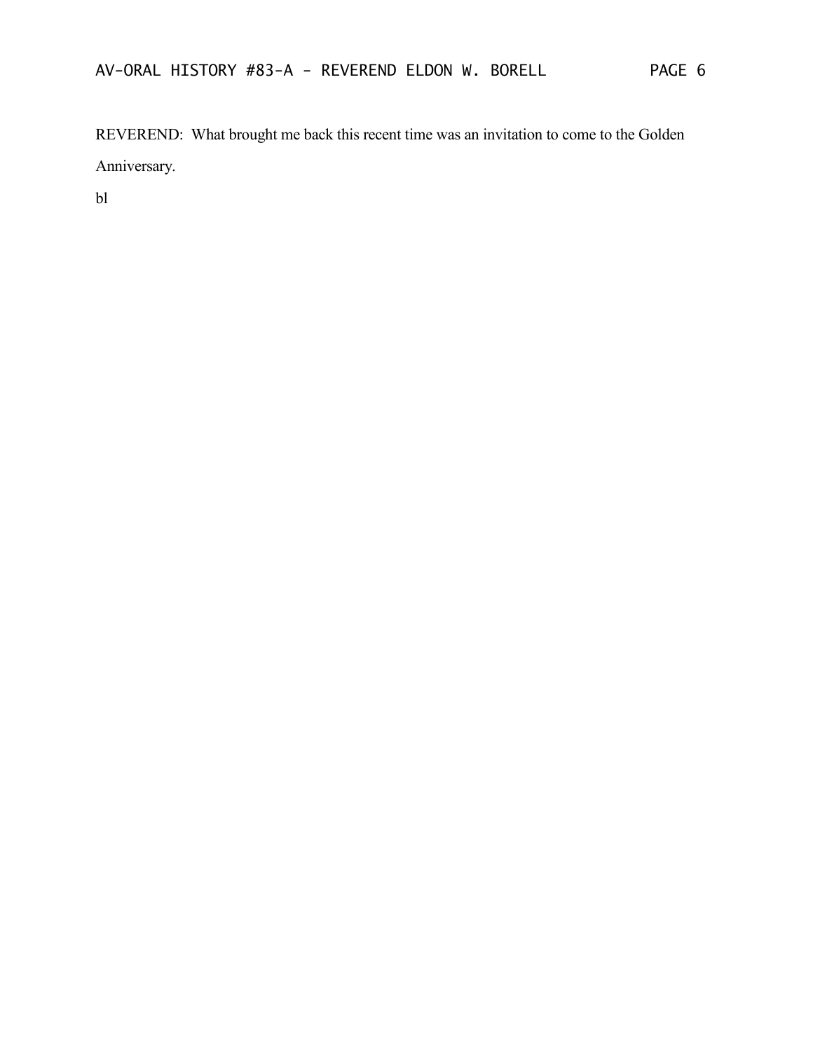REVEREND: What brought me back this recent time was an invitation to come to the Golden Anniversary.

bl